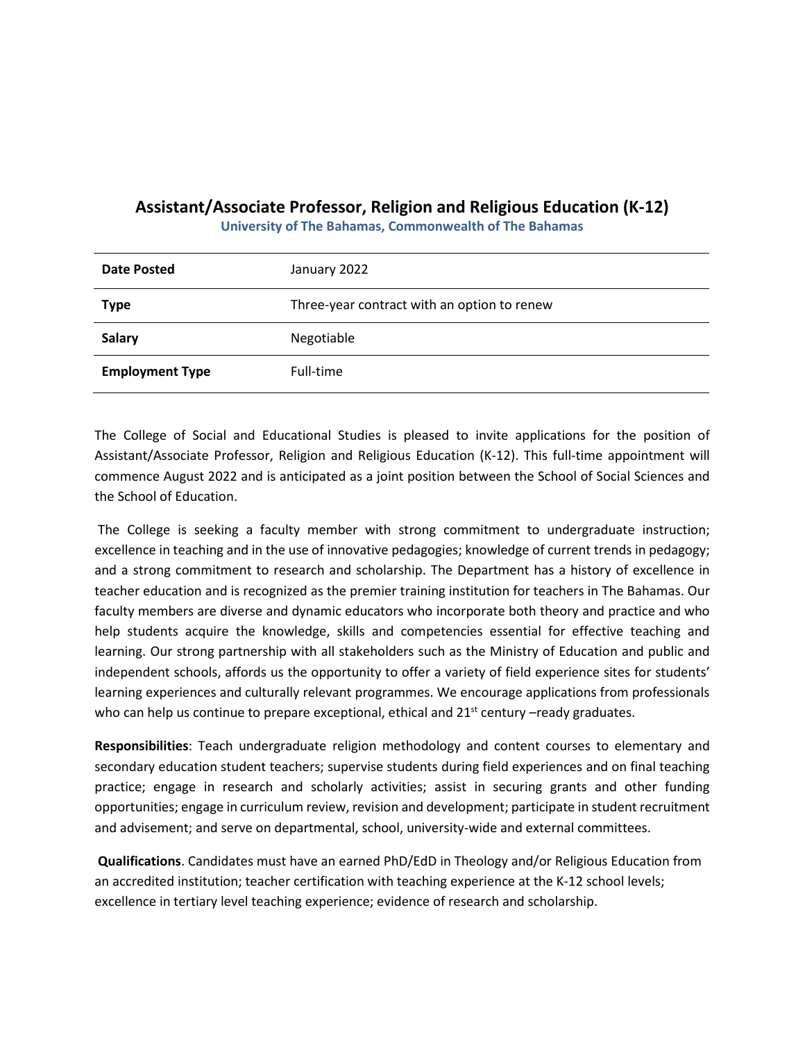# Assistant/Associate Professor, Religion and Religious Education (K-12)

**University of The Bahamas, Commonwealth of The Bahamas**

| | |
|---|---|
| **Date Posted** | January 2022 |
| **Type** | Three-year contract with an option to renew |
| **Salary** | Negotiable |
| **Employment Type** | Full-time |

The College of Social and Educational Studies is pleased to invite applications for the position of Assistant/Associate Professor, Religion and Religious Education (K-12). This full-time appointment will commence August 2022 and is anticipated as a joint position between the School of Social Sciences and the School of Education.

The College is seeking a faculty member with strong commitment to undergraduate instruction; excellence in teaching and in the use of innovative pedagogies; knowledge of current trends in pedagogy; and a strong commitment to research and scholarship. The Department has a history of excellence in teacher education and is recognized as the premier training institution for teachers in The Bahamas. Our faculty members are diverse and dynamic educators who incorporate both theory and practice and who help students acquire the knowledge, skills and competencies essential for effective teaching and learning. Our strong partnership with all stakeholders such as the Ministry of Education and public and independent schools, affords us the opportunity to offer a variety of field experience sites for students' learning experiences and culturally relevant programmes. We encourage applications from professionals who can help us continue to prepare exceptional, ethical and 21st century –ready graduates.

**Responsibilities**: Teach undergraduate religion methodology and content courses to elementary and secondary education student teachers; supervise students during field experiences and on final teaching practice; engage in research and scholarly activities; assist in securing grants and other funding opportunities; engage in curriculum review, revision and development; participate in student recruitment and advisement; and serve on departmental, school, university-wide and external committees.

**Qualifications**. Candidates must have an earned PhD/EdD in Theology and/or Religious Education from an accredited institution; teacher certification with teaching experience at the K-12 school levels; excellence in tertiary level teaching experience; evidence of research and scholarship.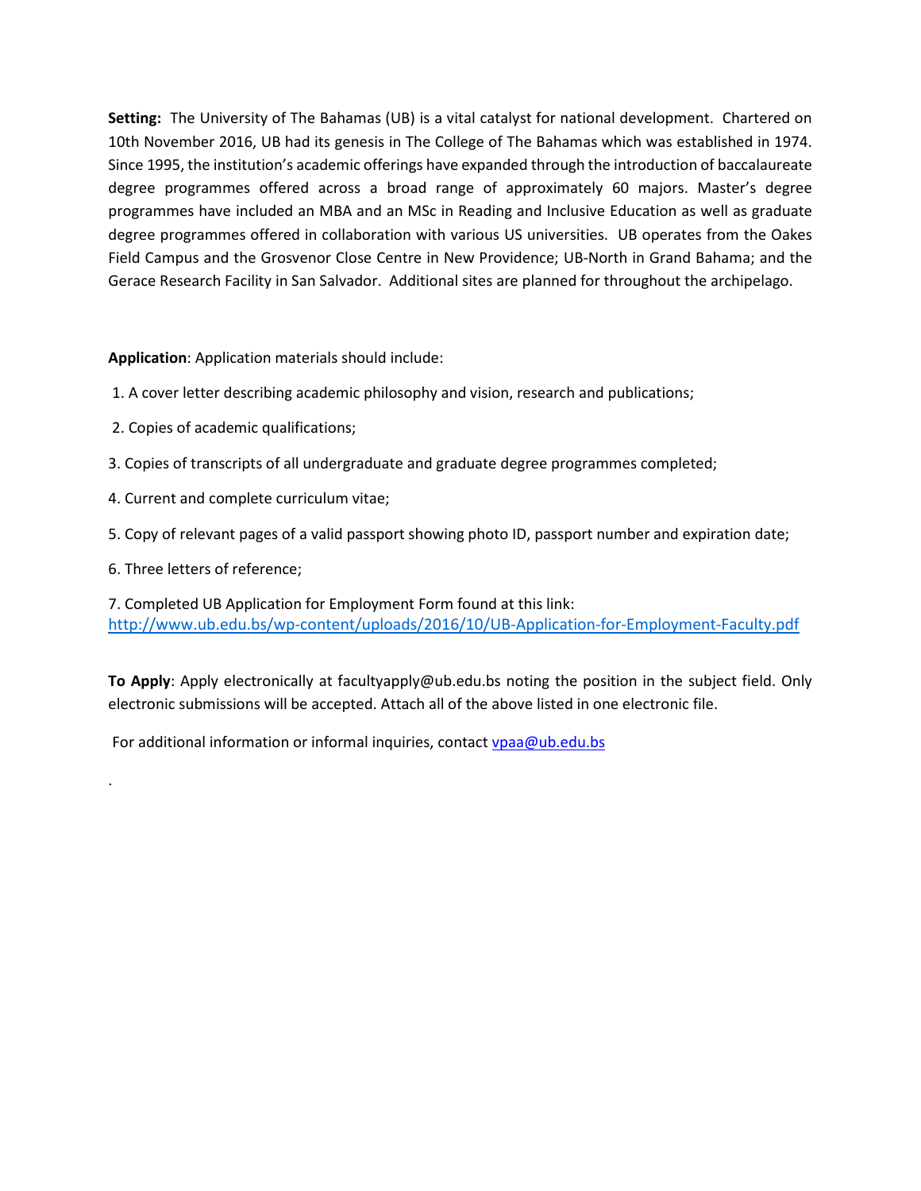**Setting:** The University of The Bahamas (UB) is a vital catalyst for national development. Chartered on 10th November 2016, UB had its genesis in The College of The Bahamas which was established in 1974. Since 1995, the institution's academic offerings have expanded through the introduction of baccalaureate degree programmes offered across a broad range of approximately 60 majors. Master's degree programmes have included an MBA and an MSc in Reading and Inclusive Education as well as graduate degree programmes offered in collaboration with various US universities. UB operates from the Oakes Field Campus and the Grosvenor Close Centre in New Providence; UB-North in Grand Bahama; and the Gerace Research Facility in San Salvador. Additional sites are planned for throughout the archipelago.

**Application**: Application materials should include:

1. A cover letter describing academic philosophy and vision, research and publications;
2. Copies of academic qualifications;
3. Copies of transcripts of all undergraduate and graduate degree programmes completed;
4. Current and complete curriculum vitae;
5. Copy of relevant pages of a valid passport showing photo ID, passport number and expiration date;
6. Three letters of reference;
7. Completed UB Application for Employment Form found at this link: http://www.ub.edu.bs/wp-content/uploads/2016/10/UB-Application-for-Employment-Faculty.pdf

**To Apply**: Apply electronically at facultyapply@ub.edu.bs noting the position in the subject field. Only electronic submissions will be accepted. Attach all of the above listed in one electronic file.

For additional information or informal inquiries, contact vpaa@ub.edu.bs

.